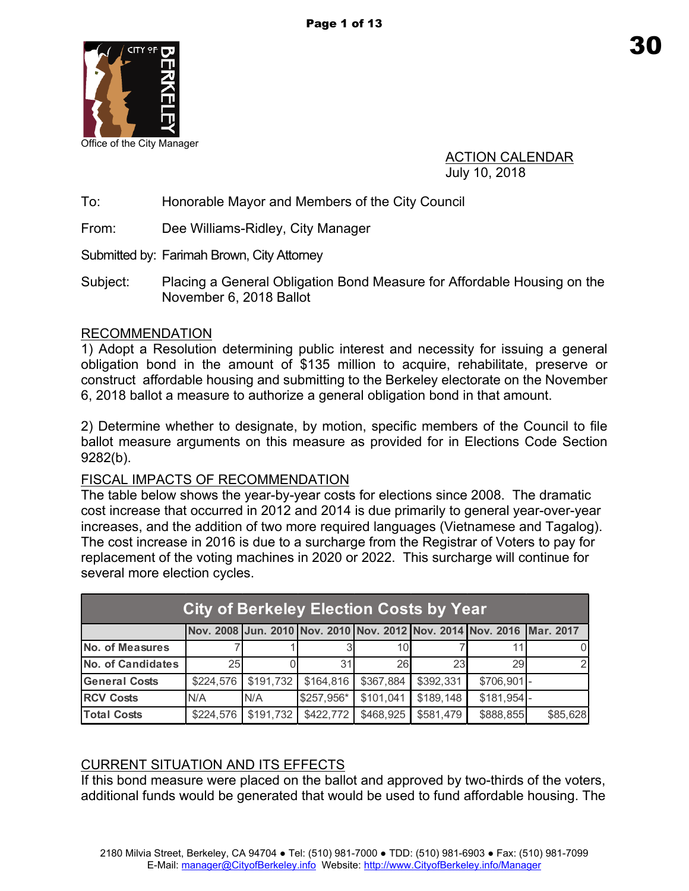Office of the City Manager

ACTION CALENDAR
July 10, 2018

To: Honorable Mayor and Members of the City Council

From: Dee Williams-Ridley, City Manager

Submitted by: Farimah Brown, City Attorney

Subject: Placing a General Obligation Bond Measure for Affordable Housing on the November 6, 2018 Ballot

## RECOMMENDATION

1) Adopt a Resolution determining public interest and necessity for issuing a general obligation bond in the amount of $135 million to acquire, rehabilitate, preserve or construct affordable housing and submitting to the Berkeley electorate on the November 6, 2018 ballot a measure to authorize a general obligation bond in that amount.

2) Determine whether to designate, by motion, specific members of the Council to file ballot measure arguments on this measure as provided for in Elections Code Section 9282(b).

## FISCAL IMPACTS OF RECOMMENDATION

The table below shows the year-by-year costs for elections since 2008. The dramatic cost increase that occurred in 2012 and 2014 is due primarily to general year-over-year increases, and the addition of two more required languages (Vietnamese and Tagalog). The cost increase in 2016 is due to a surcharge from the Registrar of Voters to pay for replacement of the voting machines in 2020 or 2022. This surcharge will continue for several more election cycles.

| City of Berkeley Election Costs by Year | | | | | | | |
|---|---|---|---|---|---|---|---|
| | Nov. 2008 | Jun. 2010 | Nov. 2010 | Nov. 2012 | Nov. 2014 | Nov. 2016 | Mar. 2017 |
| No. of Measures | 7 | 1 | 3 | 10 | 7 | 11 | 0 |
| No. of Candidates | 25 | 0 | 31 | 26 | 23 | 29 | 2 |
| General Costs | $224,576 | $191,732 | $164,816 | $367,884 | $392,331 | $706,901 | - |
| RCV Costs | N/A | N/A | $257,956* | $101,041 | $189,148 | $181,954 | - |
| Total Costs | $224,576 | $191,732 | $422,772 | $468,925 | $581,479 | $888,855 | $85,628 |

## CURRENT SITUATION AND ITS EFFECTS

If this bond measure were placed on the ballot and approved by two-thirds of the voters, additional funds would be generated that would be used to fund affordable housing. The

2180 Milvia Street, Berkeley, CA 94704 ● Tel: (510) 981-7000 ● TDD: (510) 981-6903 ● Fax: (510) 981-7099
E-Mail: manager@CityofBerkeley.info Website: http://www.CityofBerkeley.info/Manager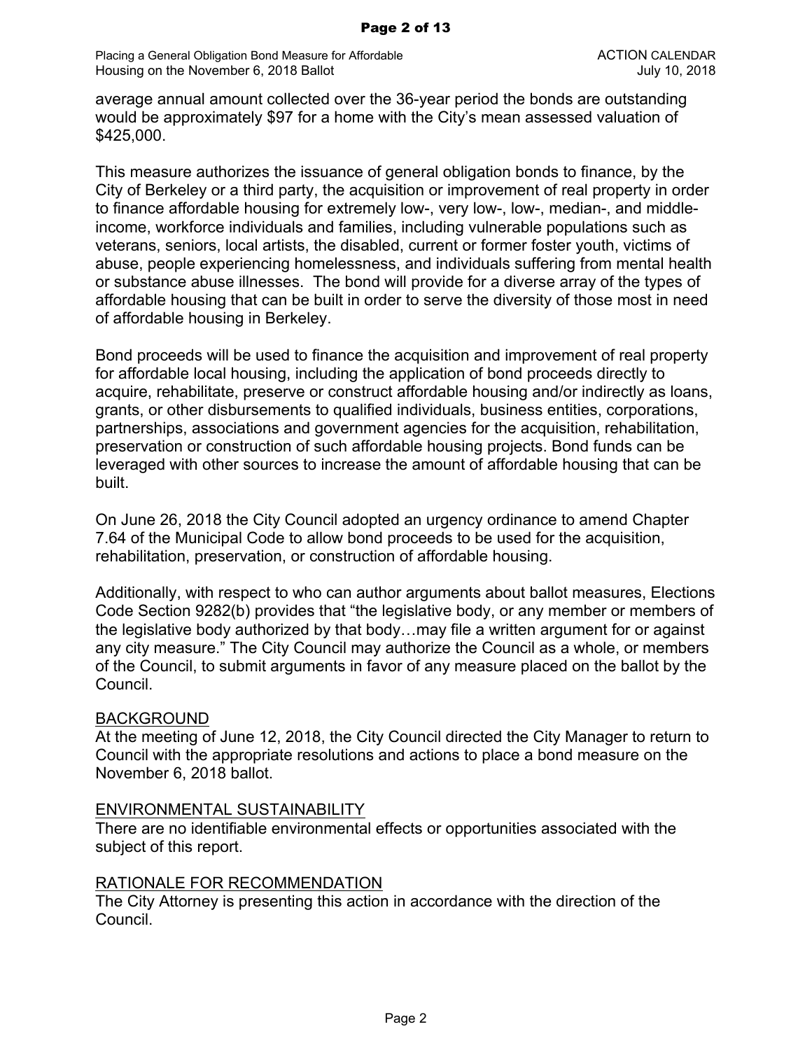average annual amount collected over the 36-year period the bonds are outstanding would be approximately $97 for a home with the City's mean assessed valuation of $425,000.

This measure authorizes the issuance of general obligation bonds to finance, by the City of Berkeley or a third party, the acquisition or improvement of real property in order to finance affordable housing for extremely low-, very low-, low-, median-, and middle-income, workforce individuals and families, including vulnerable populations such as veterans, seniors, local artists, the disabled, current or former foster youth, victims of abuse, people experiencing homelessness, and individuals suffering from mental health or substance abuse illnesses. The bond will provide for a diverse array of the types of affordable housing that can be built in order to serve the diversity of those most in need of affordable housing in Berkeley.

Bond proceeds will be used to finance the acquisition and improvement of real property for affordable local housing, including the application of bond proceeds directly to acquire, rehabilitate, preserve or construct affordable housing and/or indirectly as loans, grants, or other disbursements to qualified individuals, business entities, corporations, partnerships, associations and government agencies for the acquisition, rehabilitation, preservation or construction of such affordable housing projects. Bond funds can be leveraged with other sources to increase the amount of affordable housing that can be built.

On June 26, 2018 the City Council adopted an urgency ordinance to amend Chapter 7.64 of the Municipal Code to allow bond proceeds to be used for the acquisition, rehabilitation, preservation, or construction of affordable housing.

Additionally, with respect to who can author arguments about ballot measures, Elections Code Section 9282(b) provides that "the legislative body, or any member or members of the legislative body authorized by that body…may file a written argument for or against any city measure." The City Council may authorize the Council as a whole, or members of the Council, to submit arguments in favor of any measure placed on the ballot by the Council.

## BACKGROUND

At the meeting of June 12, 2018, the City Council directed the City Manager to return to Council with the appropriate resolutions and actions to place a bond measure on the November 6, 2018 ballot.

## ENVIRONMENTAL SUSTAINABILITY

There are no identifiable environmental effects or opportunities associated with the subject of this report.

## RATIONALE FOR RECOMMENDATION

The City Attorney is presenting this action in accordance with the direction of the Council.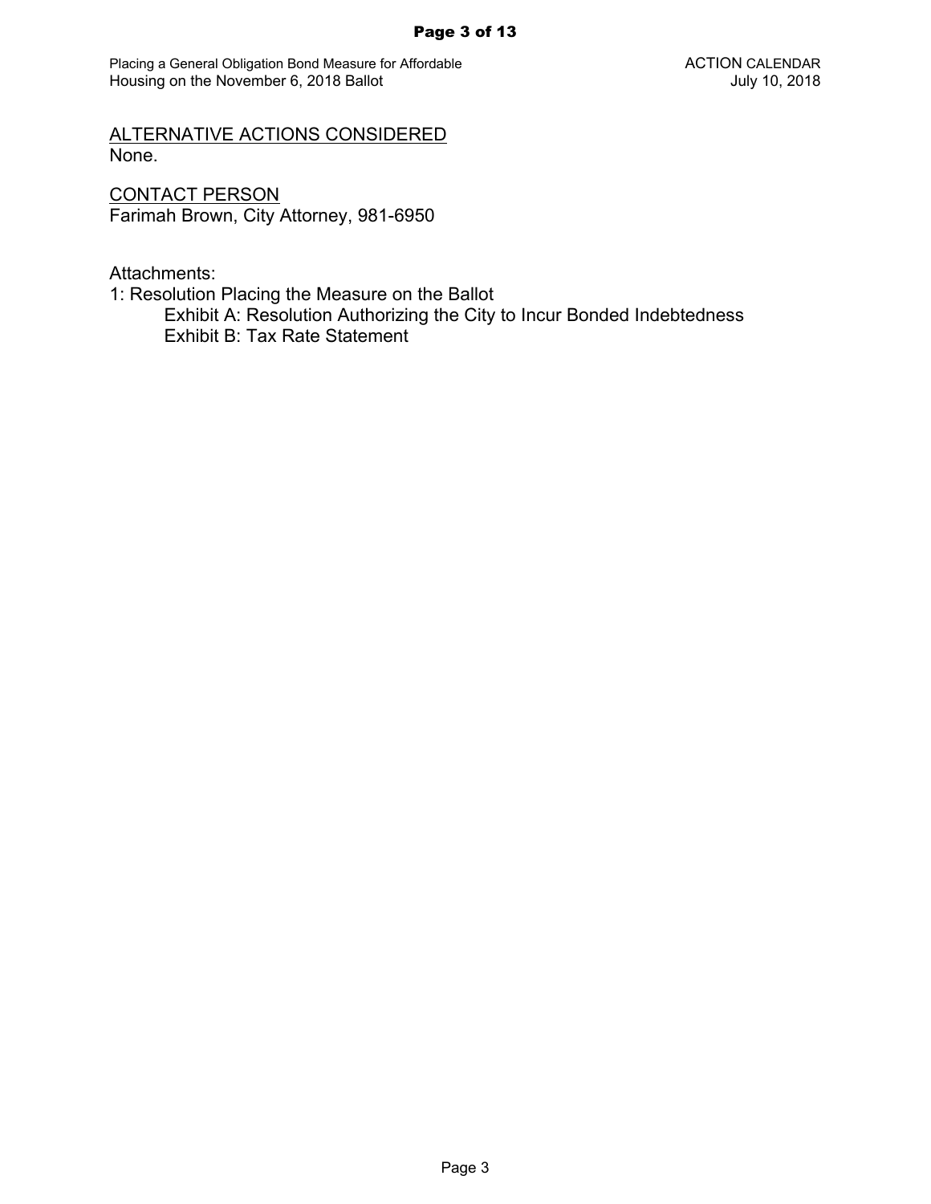## ALTERNATIVE ACTIONS CONSIDERED

None.

## CONTACT PERSON

Farimah Brown, City Attorney, 981-6950

Attachments:

1: Resolution Placing the Measure on the Ballot
   - Exhibit A: Resolution Authorizing the City to Incur Bonded Indebtedness
   - Exhibit B: Tax Rate Statement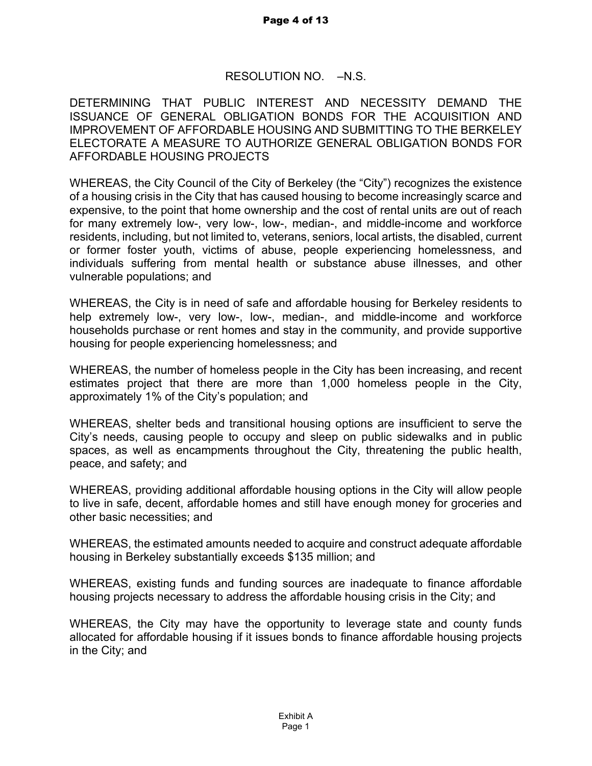RESOLUTION NO. –N.S.

DETERMINING THAT PUBLIC INTEREST AND NECESSITY DEMAND THE ISSUANCE OF GENERAL OBLIGATION BONDS FOR THE ACQUISITION AND IMPROVEMENT OF AFFORDABLE HOUSING AND SUBMITTING TO THE BERKELEY ELECTORATE A MEASURE TO AUTHORIZE GENERAL OBLIGATION BONDS FOR AFFORDABLE HOUSING PROJECTS

WHEREAS, the City Council of the City of Berkeley (the "City") recognizes the existence of a housing crisis in the City that has caused housing to become increasingly scarce and expensive, to the point that home ownership and the cost of rental units are out of reach for many extremely low-, very low-, low-, median-, and middle-income and workforce residents, including, but not limited to, veterans, seniors, local artists, the disabled, current or former foster youth, victims of abuse, people experiencing homelessness, and individuals suffering from mental health or substance abuse illnesses, and other vulnerable populations; and

WHEREAS, the City is in need of safe and affordable housing for Berkeley residents to help extremely low-, very low-, low-, median-, and middle-income and workforce households purchase or rent homes and stay in the community, and provide supportive housing for people experiencing homelessness; and

WHEREAS, the number of homeless people in the City has been increasing, and recent estimates project that there are more than 1,000 homeless people in the City, approximately 1% of the City's population; and

WHEREAS, shelter beds and transitional housing options are insufficient to serve the City's needs, causing people to occupy and sleep on public sidewalks and in public spaces, as well as encampments throughout the City, threatening the public health, peace, and safety; and

WHEREAS, providing additional affordable housing options in the City will allow people to live in safe, decent, affordable homes and still have enough money for groceries and other basic necessities; and

WHEREAS, the estimated amounts needed to acquire and construct adequate affordable housing in Berkeley substantially exceeds $135 million; and

WHEREAS, existing funds and funding sources are inadequate to finance affordable housing projects necessary to address the affordable housing crisis in the City; and

WHEREAS, the City may have the opportunity to leverage state and county funds allocated for affordable housing if it issues bonds to finance affordable housing projects in the City; and

Exhibit A
Page 1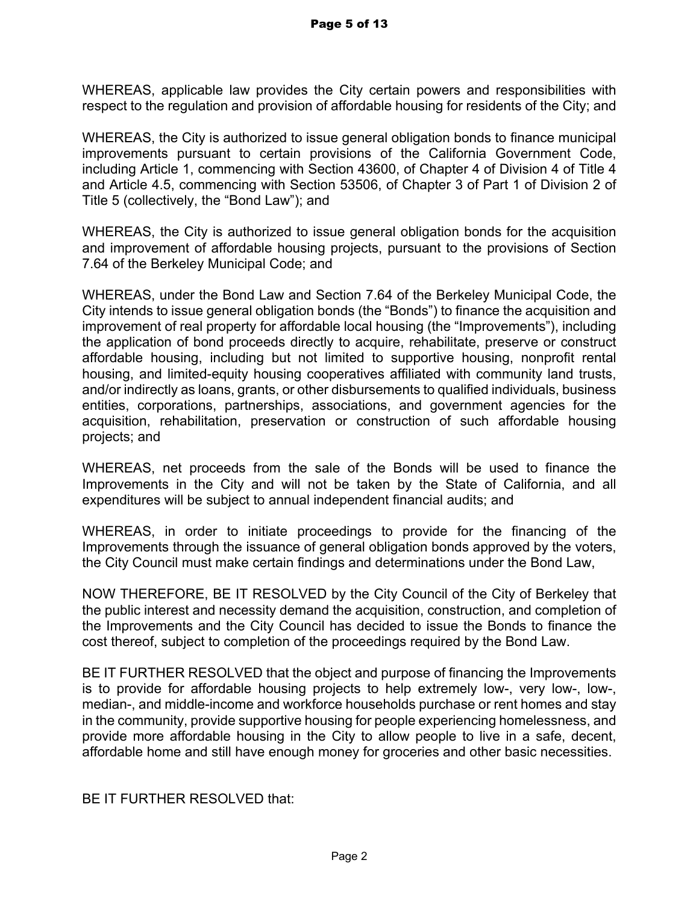WHEREAS, applicable law provides the City certain powers and responsibilities with respect to the regulation and provision of affordable housing for residents of the City; and

WHEREAS, the City is authorized to issue general obligation bonds to finance municipal improvements pursuant to certain provisions of the California Government Code, including Article 1, commencing with Section 43600, of Chapter 4 of Division 4 of Title 4 and Article 4.5, commencing with Section 53506, of Chapter 3 of Part 1 of Division 2 of Title 5 (collectively, the "Bond Law"); and

WHEREAS, the City is authorized to issue general obligation bonds for the acquisition and improvement of affordable housing projects, pursuant to the provisions of Section 7.64 of the Berkeley Municipal Code; and

WHEREAS, under the Bond Law and Section 7.64 of the Berkeley Municipal Code, the City intends to issue general obligation bonds (the "Bonds") to finance the acquisition and improvement of real property for affordable local housing (the "Improvements"), including the application of bond proceeds directly to acquire, rehabilitate, preserve or construct affordable housing, including but not limited to supportive housing, nonprofit rental housing, and limited-equity housing cooperatives affiliated with community land trusts, and/or indirectly as loans, grants, or other disbursements to qualified individuals, business entities, corporations, partnerships, associations, and government agencies for the acquisition, rehabilitation, preservation or construction of such affordable housing projects; and

WHEREAS, net proceeds from the sale of the Bonds will be used to finance the Improvements in the City and will not be taken by the State of California, and all expenditures will be subject to annual independent financial audits; and

WHEREAS, in order to initiate proceedings to provide for the financing of the Improvements through the issuance of general obligation bonds approved by the voters, the City Council must make certain findings and determinations under the Bond Law,

NOW THEREFORE, BE IT RESOLVED by the City Council of the City of Berkeley that the public interest and necessity demand the acquisition, construction, and completion of the Improvements and the City Council has decided to issue the Bonds to finance the cost thereof, subject to completion of the proceedings required by the Bond Law.

BE IT FURTHER RESOLVED that the object and purpose of financing the Improvements is to provide for affordable housing projects to help extremely low-, very low-, low-, median-, and middle-income and workforce households purchase or rent homes and stay in the community, provide supportive housing for people experiencing homelessness, and provide more affordable housing in the City to allow people to live in a safe, decent, affordable home and still have enough money for groceries and other basic necessities.

BE IT FURTHER RESOLVED that: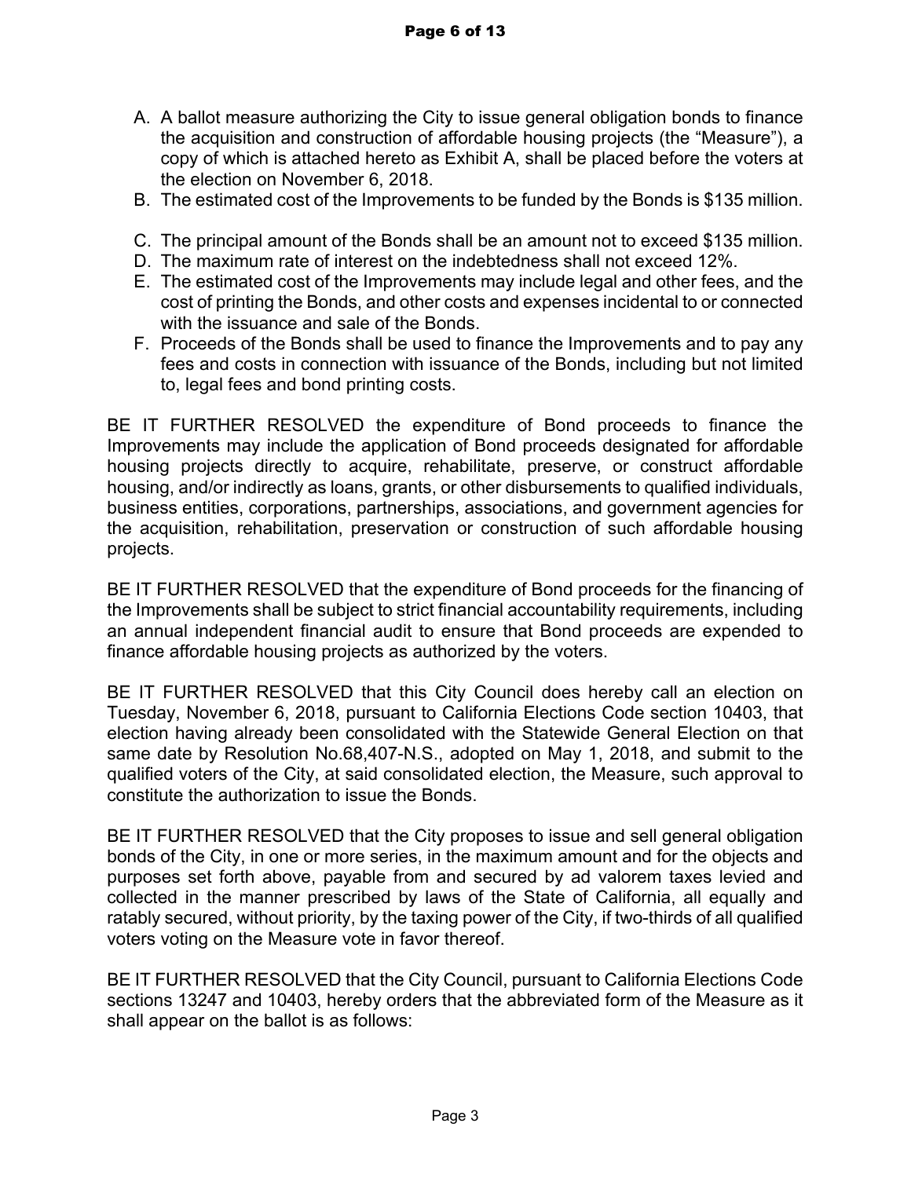A. A ballot measure authorizing the City to issue general obligation bonds to finance the acquisition and construction of affordable housing projects (the "Measure"), a copy of which is attached hereto as Exhibit A, shall be placed before the voters at the election on November 6, 2018.
B. The estimated cost of the Improvements to be funded by the Bonds is $135 million.
C. The principal amount of the Bonds shall be an amount not to exceed $135 million.
D. The maximum rate of interest on the indebtedness shall not exceed 12%.
E. The estimated cost of the Improvements may include legal and other fees, and the cost of printing the Bonds, and other costs and expenses incidental to or connected with the issuance and sale of the Bonds.
F. Proceeds of the Bonds shall be used to finance the Improvements and to pay any fees and costs in connection with issuance of the Bonds, including but not limited to, legal fees and bond printing costs.

BE IT FURTHER RESOLVED the expenditure of Bond proceeds to finance the Improvements may include the application of Bond proceeds designated for affordable housing projects directly to acquire, rehabilitate, preserve, or construct affordable housing, and/or indirectly as loans, grants, or other disbursements to qualified individuals, business entities, corporations, partnerships, associations, and government agencies for the acquisition, rehabilitation, preservation or construction of such affordable housing projects.

BE IT FURTHER RESOLVED that the expenditure of Bond proceeds for the financing of the Improvements shall be subject to strict financial accountability requirements, including an annual independent financial audit to ensure that Bond proceeds are expended to finance affordable housing projects as authorized by the voters.

BE IT FURTHER RESOLVED that this City Council does hereby call an election on Tuesday, November 6, 2018, pursuant to California Elections Code section 10403, that election having already been consolidated with the Statewide General Election on that same date by Resolution No.68,407-N.S., adopted on May 1, 2018, and submit to the qualified voters of the City, at said consolidated election, the Measure, such approval to constitute the authorization to issue the Bonds.

BE IT FURTHER RESOLVED that the City proposes to issue and sell general obligation bonds of the City, in one or more series, in the maximum amount and for the objects and purposes set forth above, payable from and secured by ad valorem taxes levied and collected in the manner prescribed by laws of the State of California, all equally and ratably secured, without priority, by the taxing power of the City, if two-thirds of all qualified voters voting on the Measure vote in favor thereof.

BE IT FURTHER RESOLVED that the City Council, pursuant to California Elections Code sections 13247 and 10403, hereby orders that the abbreviated form of the Measure as it shall appear on the ballot is as follows: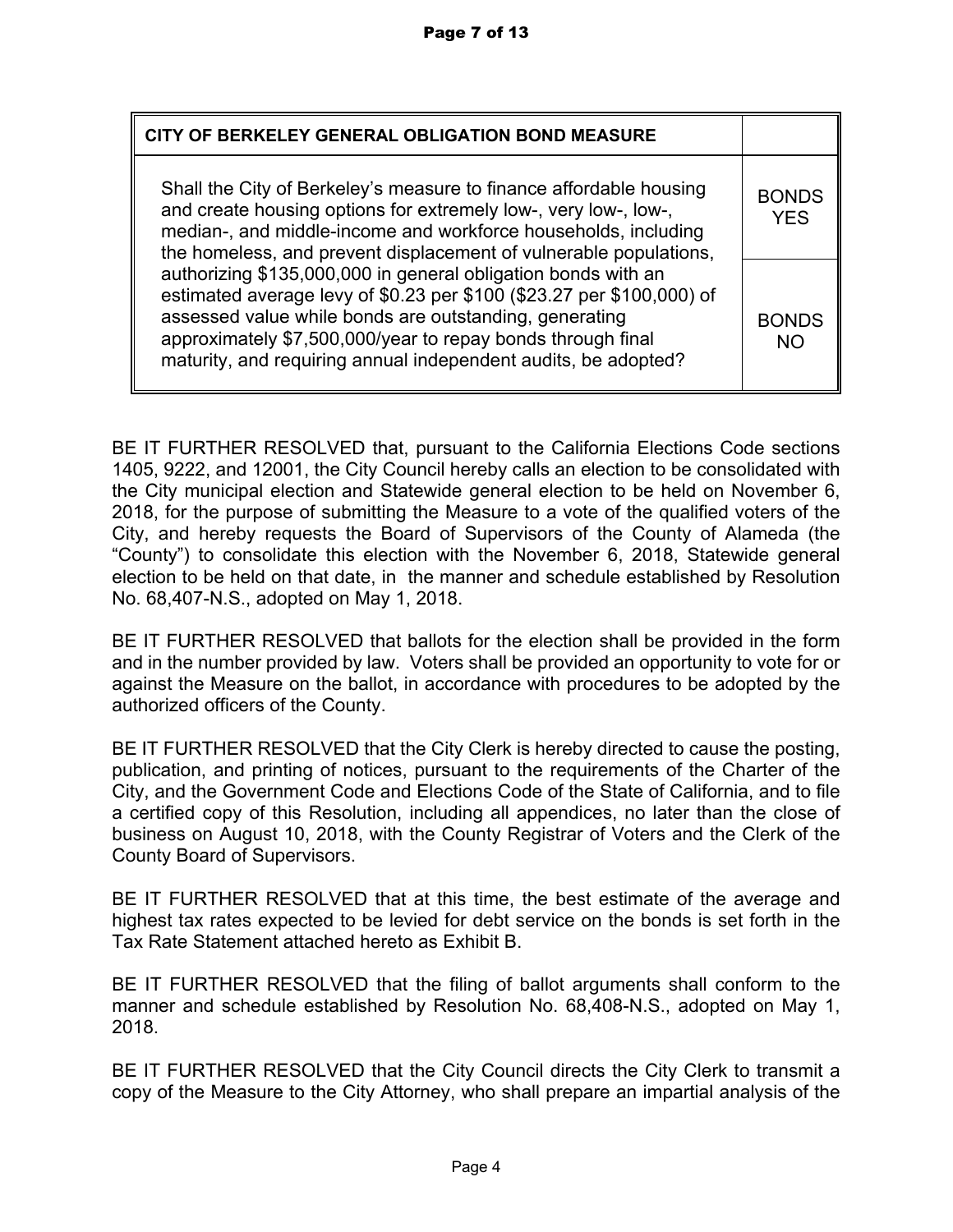| CITY OF BERKELEY GENERAL OBLIGATION BOND MEASURE | |
|---|---|
| Shall the City of Berkeley's measure to finance affordable housing and create housing options for extremely low-, very low-, low-, median-, and middle-income and workforce households, including the homeless, and prevent displacement of vulnerable populations, authorizing $135,000,000 in general obligation bonds with an estimated average levy of $0.23 per $100 ($23.27 per $100,000) of assessed value while bonds are outstanding, generating approximately $7,500,000/year to repay bonds through final maturity, and requiring annual independent audits, be adopted? | BONDS YES |
| | BONDS NO |

BE IT FURTHER RESOLVED that, pursuant to the California Elections Code sections 1405, 9222, and 12001, the City Council hereby calls an election to be consolidated with the City municipal election and Statewide general election to be held on November 6, 2018, for the purpose of submitting the Measure to a vote of the qualified voters of the City, and hereby requests the Board of Supervisors of the County of Alameda (the "County") to consolidate this election with the November 6, 2018, Statewide general election to be held on that date, in the manner and schedule established by Resolution No. 68,407-N.S., adopted on May 1, 2018.

BE IT FURTHER RESOLVED that ballots for the election shall be provided in the form and in the number provided by law. Voters shall be provided an opportunity to vote for or against the Measure on the ballot, in accordance with procedures to be adopted by the authorized officers of the County.

BE IT FURTHER RESOLVED that the City Clerk is hereby directed to cause the posting, publication, and printing of notices, pursuant to the requirements of the Charter of the City, and the Government Code and Elections Code of the State of California, and to file a certified copy of this Resolution, including all appendices, no later than the close of business on August 10, 2018, with the County Registrar of Voters and the Clerk of the County Board of Supervisors.

BE IT FURTHER RESOLVED that at this time, the best estimate of the average and highest tax rates expected to be levied for debt service on the bonds is set forth in the Tax Rate Statement attached hereto as Exhibit B.

BE IT FURTHER RESOLVED that the filing of ballot arguments shall conform to the manner and schedule established by Resolution No. 68,408-N.S., adopted on May 1, 2018.

BE IT FURTHER RESOLVED that the City Council directs the City Clerk to transmit a copy of the Measure to the City Attorney, who shall prepare an impartial analysis of the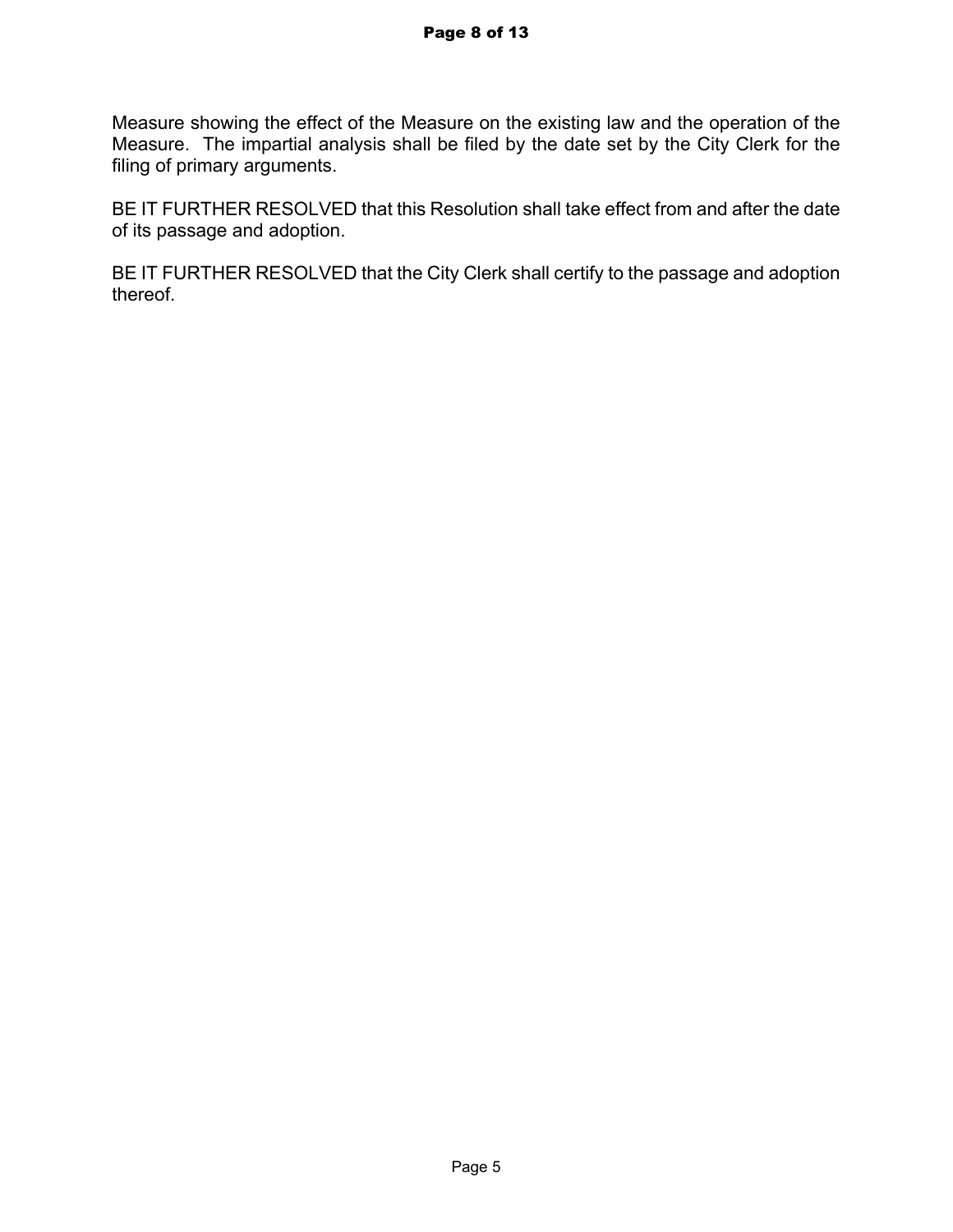Measure showing the effect of the Measure on the existing law and the operation of the Measure. The impartial analysis shall be filed by the date set by the City Clerk for the filing of primary arguments.

BE IT FURTHER RESOLVED that this Resolution shall take effect from and after the date of its passage and adoption.

BE IT FURTHER RESOLVED that the City Clerk shall certify to the passage and adoption thereof.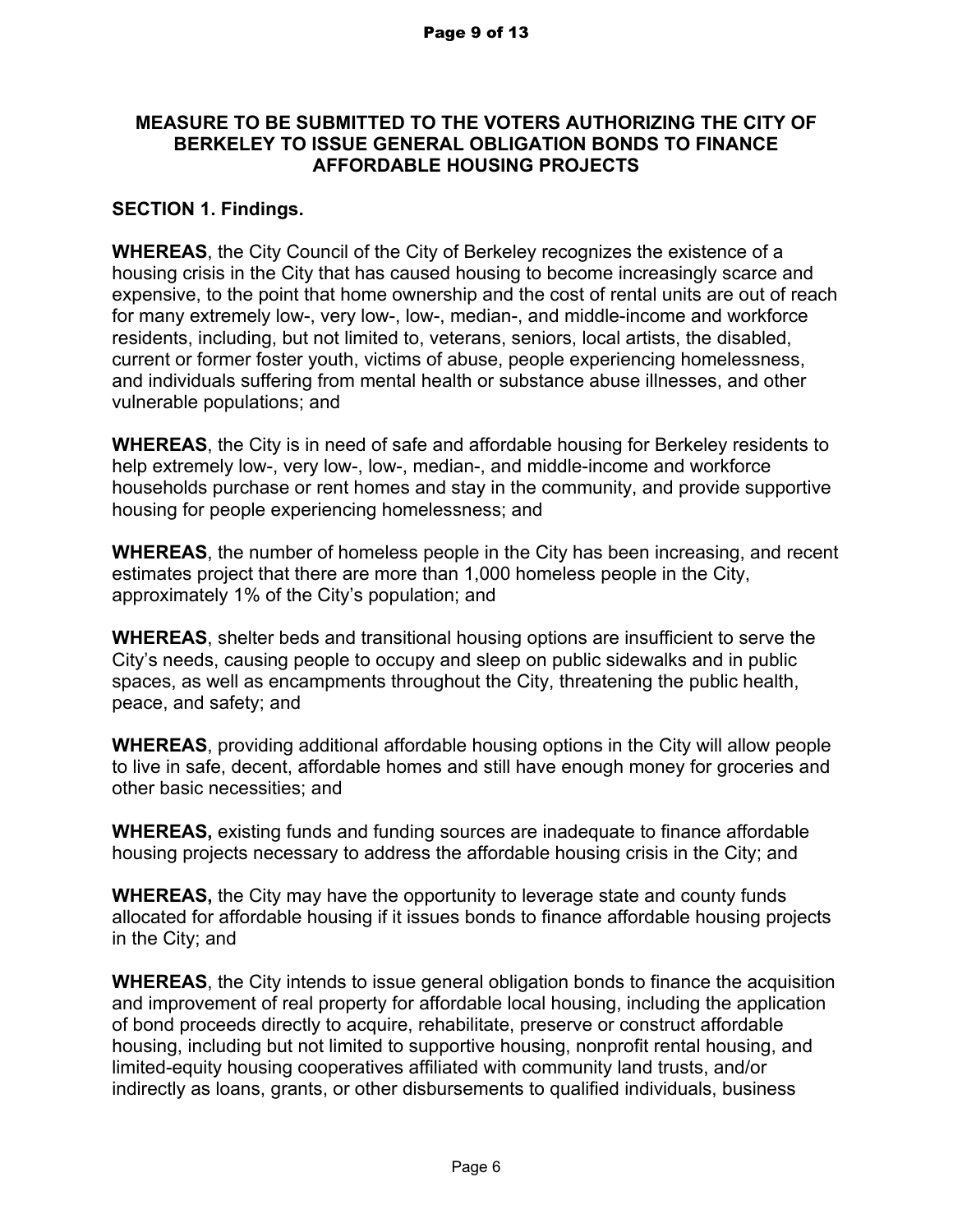## MEASURE TO BE SUBMITTED TO THE VOTERS AUTHORIZING THE CITY OF BERKELEY TO ISSUE GENERAL OBLIGATION BONDS TO FINANCE AFFORDABLE HOUSING PROJECTS

### SECTION 1. Findings.

**WHEREAS**, the City Council of the City of Berkeley recognizes the existence of a housing crisis in the City that has caused housing to become increasingly scarce and expensive, to the point that home ownership and the cost of rental units are out of reach for many extremely low-, very low-, low-, median-, and middle-income and workforce residents, including, but not limited to, veterans, seniors, local artists, the disabled, current or former foster youth, victims of abuse, people experiencing homelessness, and individuals suffering from mental health or substance abuse illnesses, and other vulnerable populations; and

**WHEREAS**, the City is in need of safe and affordable housing for Berkeley residents to help extremely low-, very low-, low-, median-, and middle-income and workforce households purchase or rent homes and stay in the community, and provide supportive housing for people experiencing homelessness; and

**WHEREAS**, the number of homeless people in the City has been increasing, and recent estimates project that there are more than 1,000 homeless people in the City, approximately 1% of the City's population; and

**WHEREAS**, shelter beds and transitional housing options are insufficient to serve the City's needs, causing people to occupy and sleep on public sidewalks and in public spaces, as well as encampments throughout the City, threatening the public health, peace, and safety; and

**WHEREAS**, providing additional affordable housing options in the City will allow people to live in safe, decent, affordable homes and still have enough money for groceries and other basic necessities; and

**WHEREAS,** existing funds and funding sources are inadequate to finance affordable housing projects necessary to address the affordable housing crisis in the City; and

**WHEREAS,** the City may have the opportunity to leverage state and county funds allocated for affordable housing if it issues bonds to finance affordable housing projects in the City; and

**WHEREAS**, the City intends to issue general obligation bonds to finance the acquisition and improvement of real property for affordable local housing, including the application of bond proceeds directly to acquire, rehabilitate, preserve or construct affordable housing, including but not limited to supportive housing, nonprofit rental housing, and limited-equity housing cooperatives affiliated with community land trusts, and/or indirectly as loans, grants, or other disbursements to qualified individuals, business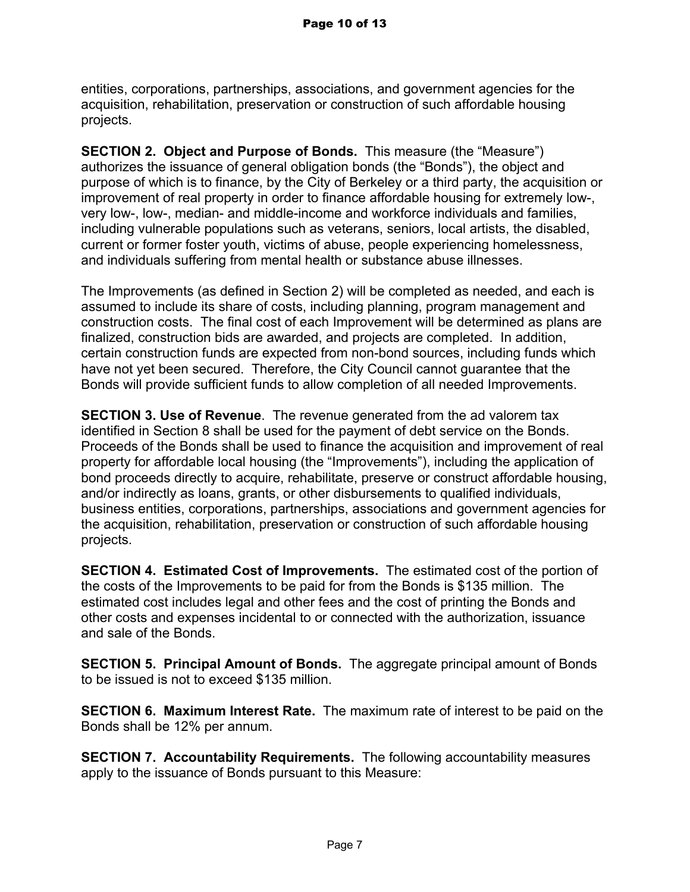entities, corporations, partnerships, associations, and government agencies for the acquisition, rehabilitation, preservation or construction of such affordable housing projects.

**SECTION 2. Object and Purpose of Bonds.** This measure (the "Measure") authorizes the issuance of general obligation bonds (the "Bonds"), the object and purpose of which is to finance, by the City of Berkeley or a third party, the acquisition or improvement of real property in order to finance affordable housing for extremely low-, very low-, low-, median- and middle-income and workforce individuals and families, including vulnerable populations such as veterans, seniors, local artists, the disabled, current or former foster youth, victims of abuse, people experiencing homelessness, and individuals suffering from mental health or substance abuse illnesses.

The Improvements (as defined in Section 2) will be completed as needed, and each is assumed to include its share of costs, including planning, program management and construction costs. The final cost of each Improvement will be determined as plans are finalized, construction bids are awarded, and projects are completed. In addition, certain construction funds are expected from non-bond sources, including funds which have not yet been secured. Therefore, the City Council cannot guarantee that the Bonds will provide sufficient funds to allow completion of all needed Improvements.

**SECTION 3. Use of Revenue**. The revenue generated from the ad valorem tax identified in Section 8 shall be used for the payment of debt service on the Bonds. Proceeds of the Bonds shall be used to finance the acquisition and improvement of real property for affordable local housing (the "Improvements"), including the application of bond proceeds directly to acquire, rehabilitate, preserve or construct affordable housing, and/or indirectly as loans, grants, or other disbursements to qualified individuals, business entities, corporations, partnerships, associations and government agencies for the acquisition, rehabilitation, preservation or construction of such affordable housing projects.

**SECTION 4. Estimated Cost of Improvements.** The estimated cost of the portion of the costs of the Improvements to be paid for from the Bonds is $135 million. The estimated cost includes legal and other fees and the cost of printing the Bonds and other costs and expenses incidental to or connected with the authorization, issuance and sale of the Bonds.

**SECTION 5. Principal Amount of Bonds.** The aggregate principal amount of Bonds to be issued is not to exceed $135 million.

**SECTION 6. Maximum Interest Rate.** The maximum rate of interest to be paid on the Bonds shall be 12% per annum.

**SECTION 7. Accountability Requirements.** The following accountability measures apply to the issuance of Bonds pursuant to this Measure: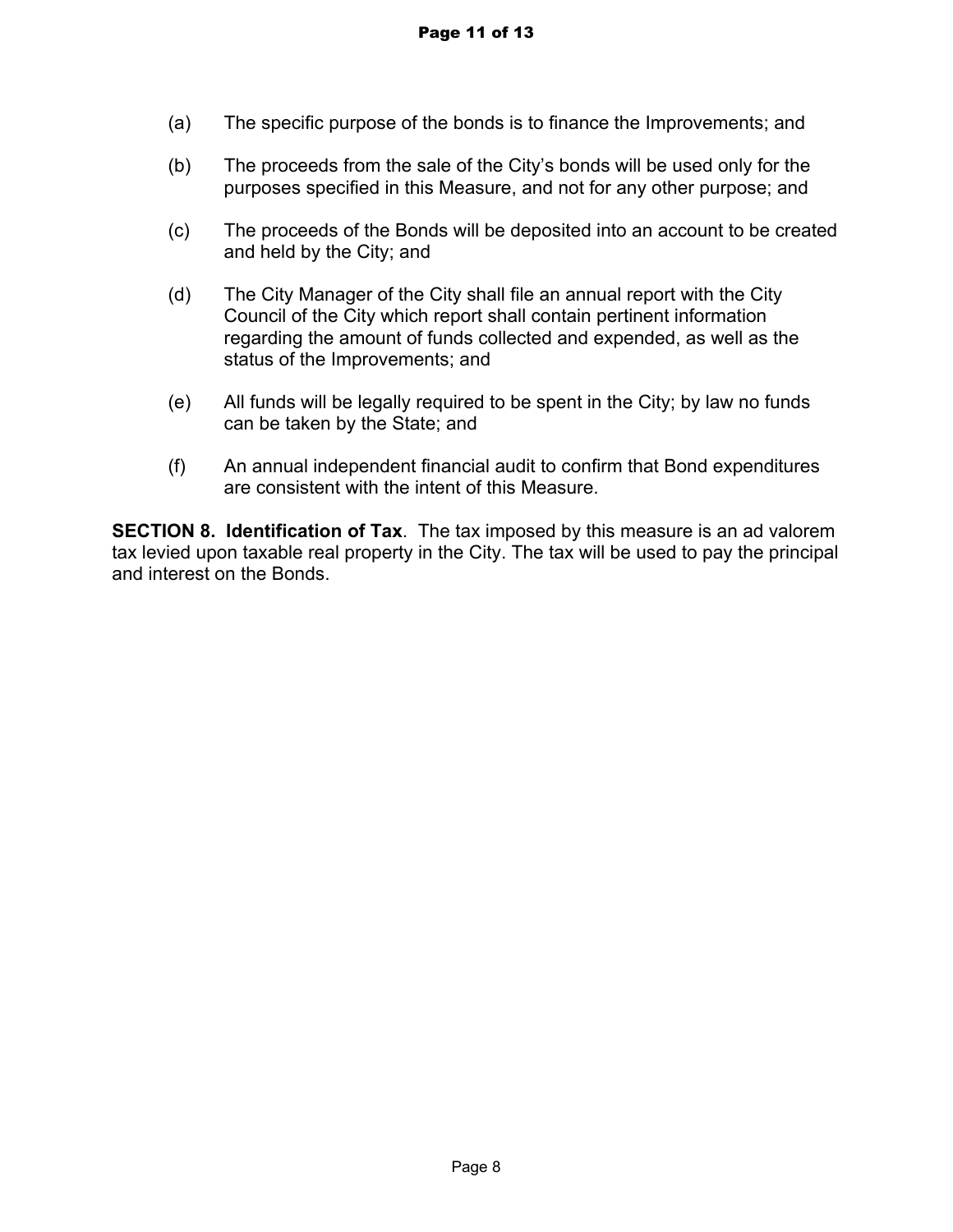(a) The specific purpose of the bonds is to finance the Improvements; and

(b) The proceeds from the sale of the City's bonds will be used only for the purposes specified in this Measure, and not for any other purpose; and

(c) The proceeds of the Bonds will be deposited into an account to be created and held by the City; and

(d) The City Manager of the City shall file an annual report with the City Council of the City which report shall contain pertinent information regarding the amount of funds collected and expended, as well as the status of the Improvements; and

(e) All funds will be legally required to be spent in the City; by law no funds can be taken by the State; and

(f) An annual independent financial audit to confirm that Bond expenditures are consistent with the intent of this Measure.

**SECTION 8. Identification of Tax**. The tax imposed by this measure is an ad valorem tax levied upon taxable real property in the City. The tax will be used to pay the principal and interest on the Bonds.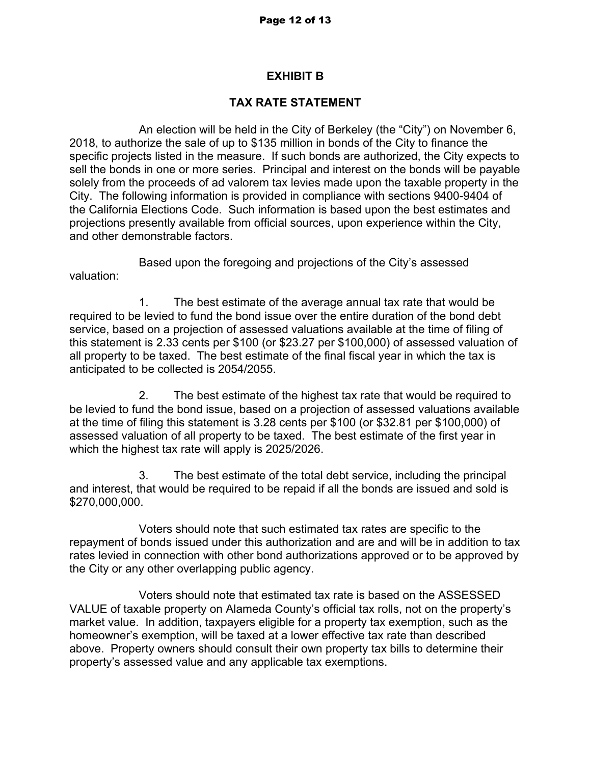## EXHIBIT B

## TAX RATE STATEMENT

An election will be held in the City of Berkeley (the "City") on November 6, 2018, to authorize the sale of up to $135 million in bonds of the City to finance the specific projects listed in the measure. If such bonds are authorized, the City expects to sell the bonds in one or more series. Principal and interest on the bonds will be payable solely from the proceeds of ad valorem tax levies made upon the taxable property in the City. The following information is provided in compliance with sections 9400-9404 of the California Elections Code. Such information is based upon the best estimates and projections presently available from official sources, upon experience within the City, and other demonstrable factors.

Based upon the foregoing and projections of the City's assessed valuation:

1. The best estimate of the average annual tax rate that would be required to be levied to fund the bond issue over the entire duration of the bond debt service, based on a projection of assessed valuations available at the time of filing of this statement is 2.33 cents per $100 (or $23.27 per $100,000) of assessed valuation of all property to be taxed. The best estimate of the final fiscal year in which the tax is anticipated to be collected is 2054/2055.

2. The best estimate of the highest tax rate that would be required to be levied to fund the bond issue, based on a projection of assessed valuations available at the time of filing this statement is 3.28 cents per $100 (or $32.81 per $100,000) of assessed valuation of all property to be taxed. The best estimate of the first year in which the highest tax rate will apply is 2025/2026.

3. The best estimate of the total debt service, including the principal and interest, that would be required to be repaid if all the bonds are issued and sold is $270,000,000.

Voters should note that such estimated tax rates are specific to the repayment of bonds issued under this authorization and are and will be in addition to tax rates levied in connection with other bond authorizations approved or to be approved by the City or any other overlapping public agency.

Voters should note that estimated tax rate is based on the ASSESSED VALUE of taxable property on Alameda County's official tax rolls, not on the property's market value. In addition, taxpayers eligible for a property tax exemption, such as the homeowner's exemption, will be taxed at a lower effective tax rate than described above. Property owners should consult their own property tax bills to determine their property's assessed value and any applicable tax exemptions.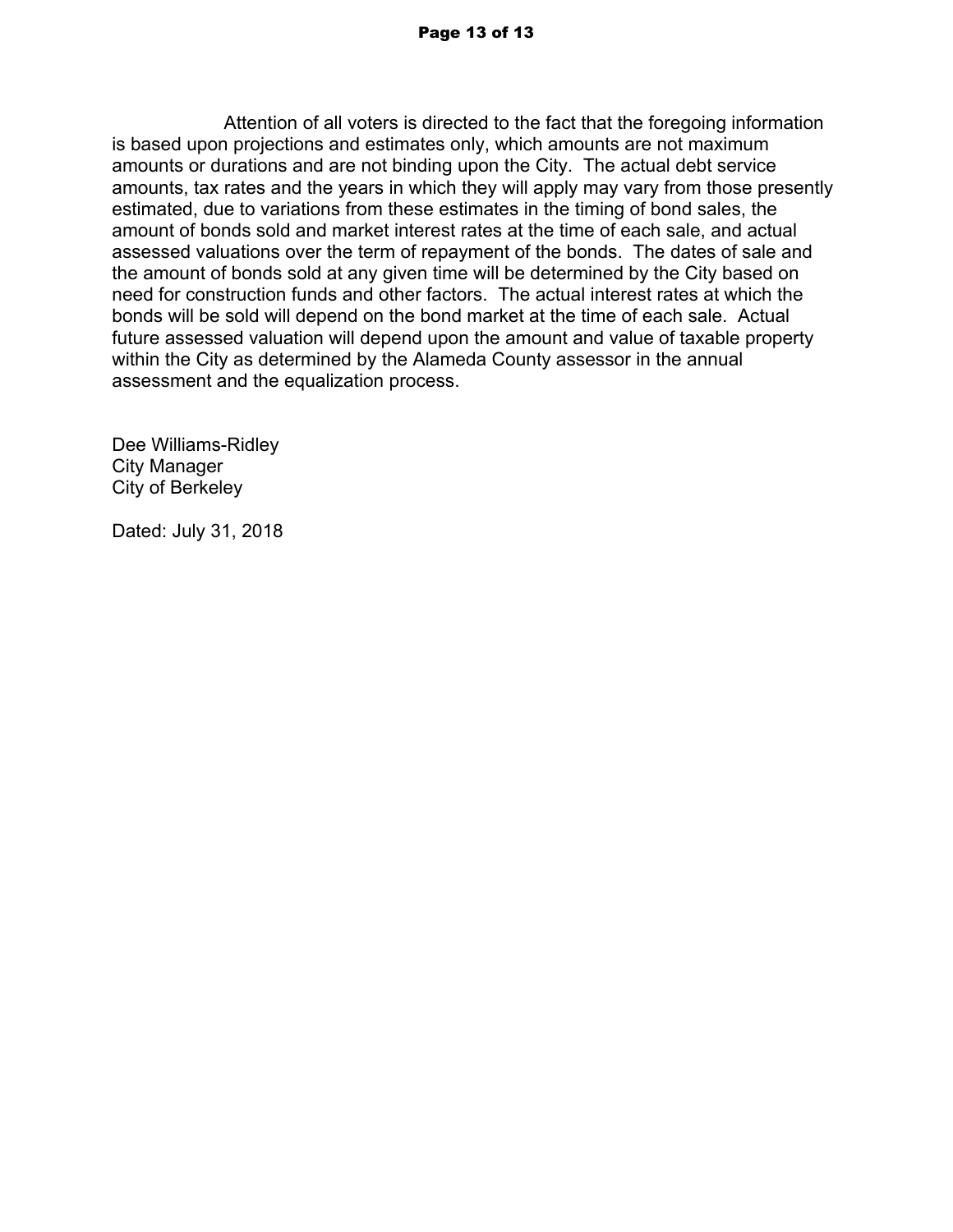Attention of all voters is directed to the fact that the foregoing information is based upon projections and estimates only, which amounts are not maximum amounts or durations and are not binding upon the City. The actual debt service amounts, tax rates and the years in which they will apply may vary from those presently estimated, due to variations from these estimates in the timing of bond sales, the amount of bonds sold and market interest rates at the time of each sale, and actual assessed valuations over the term of repayment of the bonds. The dates of sale and the amount of bonds sold at any given time will be determined by the City based on need for construction funds and other factors. The actual interest rates at which the bonds will be sold will depend on the bond market at the time of each sale. Actual future assessed valuation will depend upon the amount and value of taxable property within the City as determined by the Alameda County assessor in the annual assessment and the equalization process.

Dee Williams-Ridley
City Manager
City of Berkeley

Dated: July 31, 2018